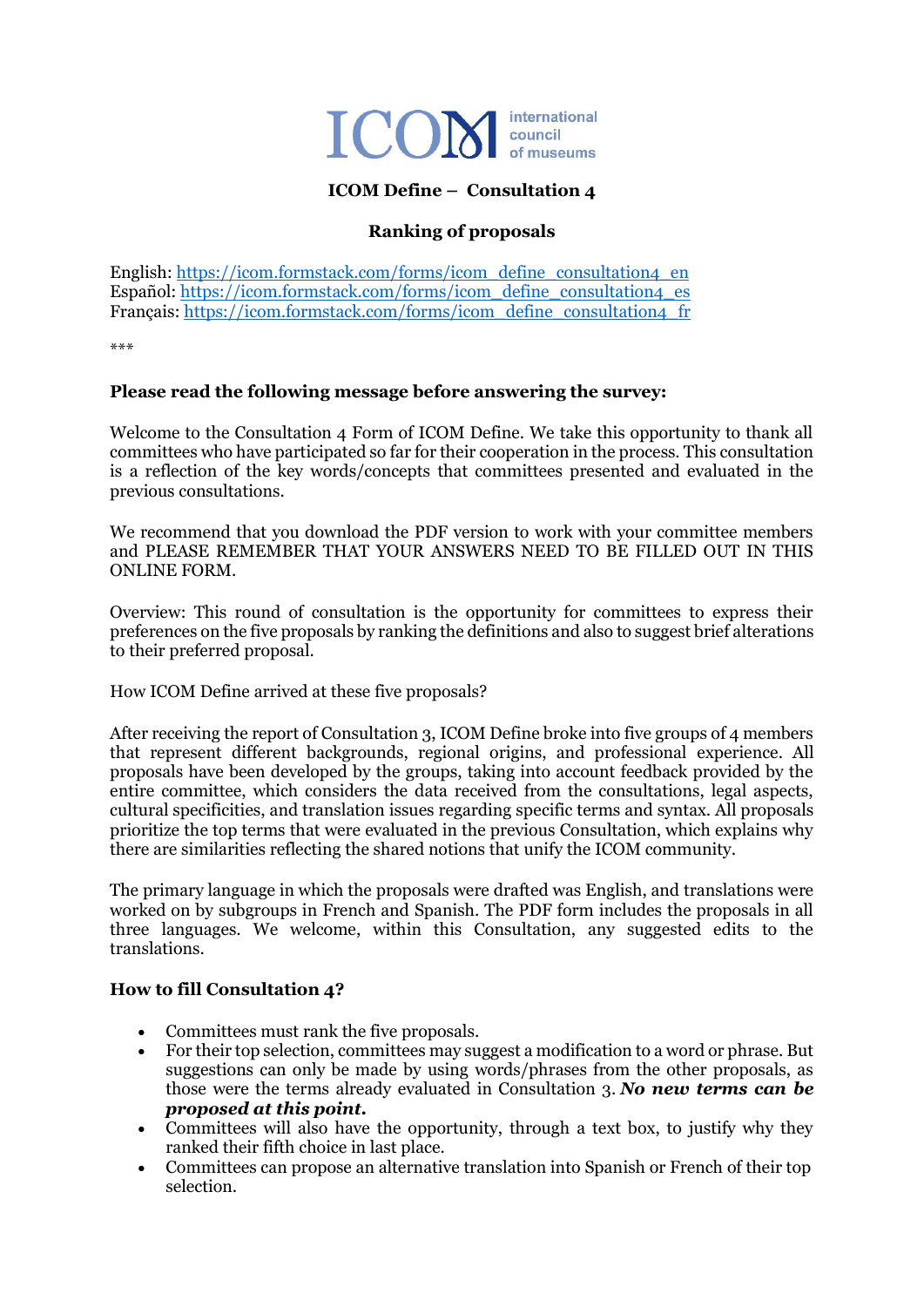ICOM international council of museums

# ICOM Define – Consultation 4

## Ranking of proposals

English: https://icom.formstack.com/forms/icom_define_consultation4_en
Español: https://icom.formstack.com/forms/icom_define_consultation4_es
Français: https://icom.formstack.com/forms/icom_define_consultation4_fr

***

### Please read the following message before answering the survey:

Welcome to the Consultation 4 Form of ICOM Define. We take this opportunity to thank all committees who have participated so far for their cooperation in the process. This consultation is a reflection of the key words/concepts that committees presented and evaluated in the previous consultations.

We recommend that you download the PDF version to work with your committee members and PLEASE REMEMBER THAT YOUR ANSWERS NEED TO BE FILLED OUT IN THIS ONLINE FORM.

Overview: This round of consultation is the opportunity for committees to express their preferences on the five proposals by ranking the definitions and also to suggest brief alterations to their preferred proposal.

How ICOM Define arrived at these five proposals?

After receiving the report of Consultation 3, ICOM Define broke into five groups of 4 members that represent different backgrounds, regional origins, and professional experience. All proposals have been developed by the groups, taking into account feedback provided by the entire committee, which considers the data received from the consultations, legal aspects, cultural specificities, and translation issues regarding specific terms and syntax. All proposals prioritize the top terms that were evaluated in the previous Consultation, which explains why there are similarities reflecting the shared notions that unify the ICOM community.

The primary language in which the proposals were drafted was English, and translations were worked on by subgroups in French and Spanish. The PDF form includes the proposals in all three languages. We welcome, within this Consultation, any suggested edits to the translations.

### How to fill Consultation 4?

- Committees must rank the five proposals.
- For their top selection, committees may suggest a modification to a word or phrase. But suggestions can only be made by using words/phrases from the other proposals, as those were the terms already evaluated in Consultation 3. ***No new terms can be proposed at this point.***
- Committees will also have the opportunity, through a text box, to justify why they ranked their fifth choice in last place.
- Committees can propose an alternative translation into Spanish or French of their top selection.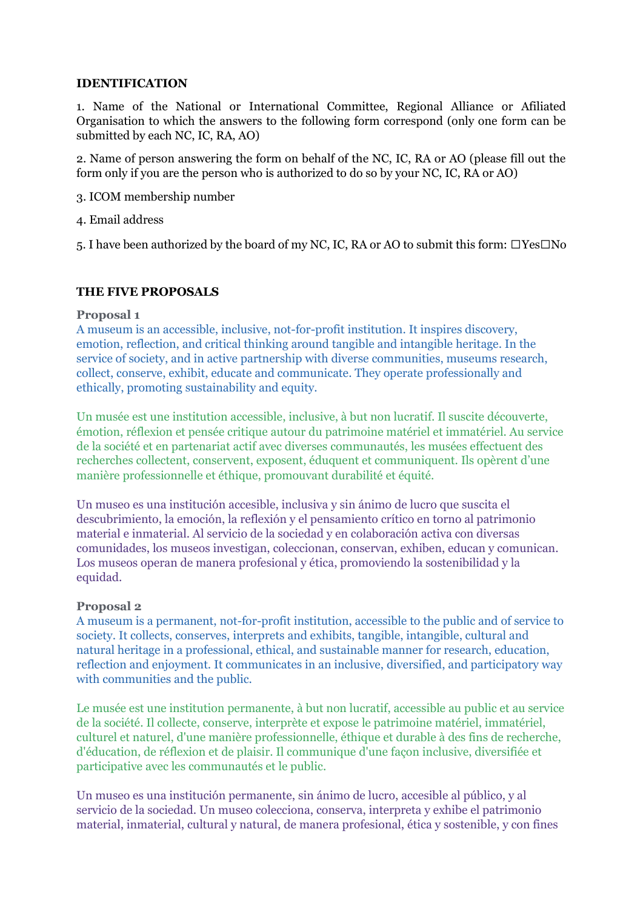**IDENTIFICATION**

1. Name of the National or International Committee, Regional Alliance or Afiliated Organisation to which the answers to the following form correspond (only one form can be submitted by each NC, IC, RA, AO)

2. Name of person answering the form on behalf of the NC, IC, RA or AO (please fill out the form only if you are the person who is authorized to do so by your NC, IC, RA or AO)

3. ICOM membership number

4. Email address

5. I have been authorized by the board of my NC, IC, RA or AO to submit this form: ☐Yes☐No

**THE FIVE PROPOSALS**

**Proposal 1**

A museum is an accessible, inclusive, not-for-profit institution. It inspires discovery, emotion, reflection, and critical thinking around tangible and intangible heritage. In the service of society, and in active partnership with diverse communities, museums research, collect, conserve, exhibit, educate and communicate. They operate professionally and ethically, promoting sustainability and equity.

Un musée est une institution accessible, inclusive, à but non lucratif. Il suscite découverte, émotion, réflexion et pensée critique autour du patrimoine matériel et immatériel. Au service de la société et en partenariat actif avec diverses communautés, les musées effectuent des recherches collectent, conservent, exposent, éduquent et communiquent. Ils opèrent d'une manière professionnelle et éthique, promouvant durabilité et équité.

Un museo es una institución accesible, inclusiva y sin ánimo de lucro que suscita el descubrimiento, la emoción, la reflexión y el pensamiento crítico en torno al patrimonio material e inmaterial. Al servicio de la sociedad y en colaboración activa con diversas comunidades, los museos investigan, coleccionan, conservan, exhiben, educan y comunican. Los museos operan de manera profesional y ética, promoviendo la sostenibilidad y la equidad.

**Proposal 2**

A museum is a permanent, not-for-profit institution, accessible to the public and of service to society. It collects, conserves, interprets and exhibits, tangible, intangible, cultural and natural heritage in a professional, ethical, and sustainable manner for research, education, reflection and enjoyment. It communicates in an inclusive, diversified, and participatory way with communities and the public.

Le musée est une institution permanente, à but non lucratif, accessible au public et au service de la société. Il collecte, conserve, interprète et expose le patrimoine matériel, immatériel, culturel et naturel, d'une manière professionnelle, éthique et durable à des fins de recherche, d'éducation, de réflexion et de plaisir. Il communique d'une façon inclusive, diversifiée et participative avec les communautés et le public.

Un museo es una institución permanente, sin ánimo de lucro, accesible al público, y al servicio de la sociedad. Un museo colecciona, conserva, interpreta y exhibe el patrimonio material, inmaterial, cultural y natural, de manera profesional, ética y sostenible, y con fines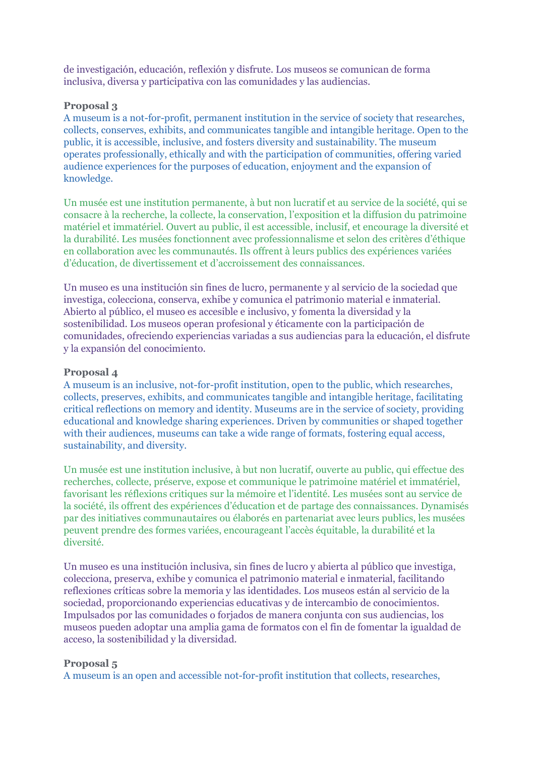de investigación, educación, reflexión y disfrute. Los museos se comunican de forma inclusiva, diversa y participativa con las comunidades y las audiencias.

**Proposal 3**

A museum is a not-for-profit, permanent institution in the service of society that researches, collects, conserves, exhibits, and communicates tangible and intangible heritage. Open to the public, it is accessible, inclusive, and fosters diversity and sustainability. The museum operates professionally, ethically and with the participation of communities, offering varied audience experiences for the purposes of education, enjoyment and the expansion of knowledge.

Un musée est une institution permanente, à but non lucratif et au service de la société, qui se consacre à la recherche, la collecte, la conservation, l'exposition et la diffusion du patrimoine matériel et immatériel. Ouvert au public, il est accessible, inclusif, et encourage la diversité et la durabilité. Les musées fonctionnent avec professionnalisme et selon des critères d'éthique en collaboration avec les communautés. Ils offrent à leurs publics des expériences variées d'éducation, de divertissement et d'accroissement des connaissances.

Un museo es una institución sin fines de lucro, permanente y al servicio de la sociedad que investiga, colecciona, conserva, exhibe y comunica el patrimonio material e inmaterial. Abierto al público, el museo es accesible e inclusivo, y fomenta la diversidad y la sostenibilidad. Los museos operan profesional y éticamente con la participación de comunidades, ofreciendo experiencias variadas a sus audiencias para la educación, el disfrute y la expansión del conocimiento.

**Proposal 4**

A museum is an inclusive, not-for-profit institution, open to the public, which researches, collects, preserves, exhibits, and communicates tangible and intangible heritage, facilitating critical reflections on memory and identity. Museums are in the service of society, providing educational and knowledge sharing experiences. Driven by communities or shaped together with their audiences, museums can take a wide range of formats, fostering equal access, sustainability, and diversity.

Un musée est une institution inclusive, à but non lucratif, ouverte au public, qui effectue des recherches, collecte, préserve, expose et communique le patrimoine matériel et immatériel, favorisant les réflexions critiques sur la mémoire et l'identité. Les musées sont au service de la société, ils offrent des expériences d'éducation et de partage des connaissances. Dynamisés par des initiatives communautaires ou élaborés en partenariat avec leurs publics, les musées peuvent prendre des formes variées, encourageant l'accès équitable, la durabilité et la diversité.

Un museo es una institución inclusiva, sin fines de lucro y abierta al público que investiga, colecciona, preserva, exhibe y comunica el patrimonio material e inmaterial, facilitando reflexiones críticas sobre la memoria y las identidades. Los museos están al servicio de la sociedad, proporcionando experiencias educativas y de intercambio de conocimientos. Impulsados por las comunidades o forjados de manera conjunta con sus audiencias, los museos pueden adoptar una amplia gama de formatos con el fin de fomentar la igualdad de acceso, la sostenibilidad y la diversidad.

**Proposal 5**

A museum is an open and accessible not-for-profit institution that collects, researches,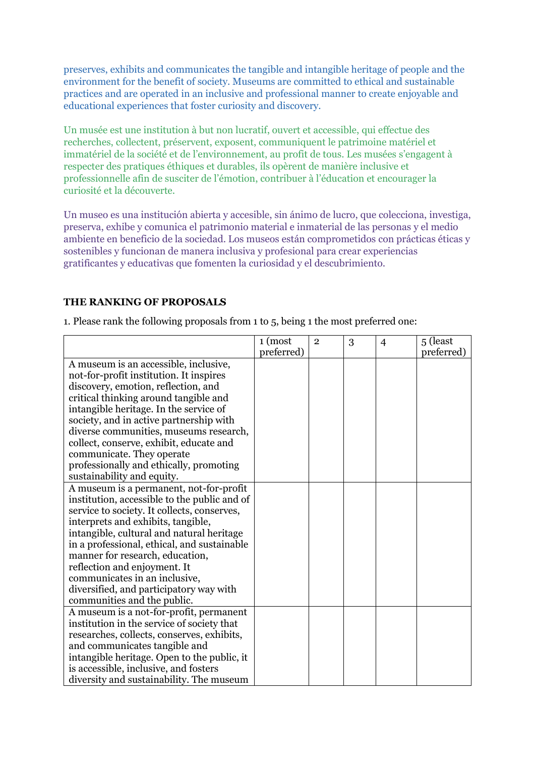preserves, exhibits and communicates the tangible and intangible heritage of people and the environment for the benefit of society. Museums are committed to ethical and sustainable practices and are operated in an inclusive and professional manner to create enjoyable and educational experiences that foster curiosity and discovery.

Un musée est une institution à but non lucratif, ouvert et accessible, qui effectue des recherches, collectent, préservent, exposent, communiquent le patrimoine matériel et immatériel de la société et de l'environnement, au profit de tous. Les musées s'engagent à respecter des pratiques éthiques et durables, ils opèrent de manière inclusive et professionnelle afin de susciter de l'émotion, contribuer à l'éducation et encourager la curiosité et la découverte.

Un museo es una institución abierta y accesible, sin ánimo de lucro, que colecciona, investiga, preserva, exhibe y comunica el patrimonio material e inmaterial de las personas y el medio ambiente en beneficio de la sociedad. Los museos están comprometidos con prácticas éticas y sostenibles y funcionan de manera inclusiva y profesional para crear experiencias gratificantes y educativas que fomenten la curiosidad y el descubrimiento.

**THE RANKING OF PROPOSALS**

1. Please rank the following proposals from 1 to 5, being 1 the most preferred one:

| | 1 (most preferred) | 2 | 3 | 4 | 5 (least preferred) |
|---|---|---|---|---|---|
| A museum is an accessible, inclusive, not-for-profit institution. It inspires discovery, emotion, reflection, and critical thinking around tangible and intangible heritage. In the service of society, and in active partnership with diverse communities, museums research, collect, conserve, exhibit, educate and communicate. They operate professionally and ethically, promoting sustainability and equity. | | | | | |
| A museum is a permanent, not-for-profit institution, accessible to the public and of service to society. It collects, conserves, interprets and exhibits, tangible, intangible, cultural and natural heritage in a professional, ethical, and sustainable manner for research, education, reflection and enjoyment. It communicates in an inclusive, diversified, and participatory way with communities and the public. | | | | | |
| A museum is a not-for-profit, permanent institution in the service of society that researches, collects, conserves, exhibits, and communicates tangible and intangible heritage. Open to the public, it is accessible, inclusive, and fosters diversity and sustainability. The museum | | | | | |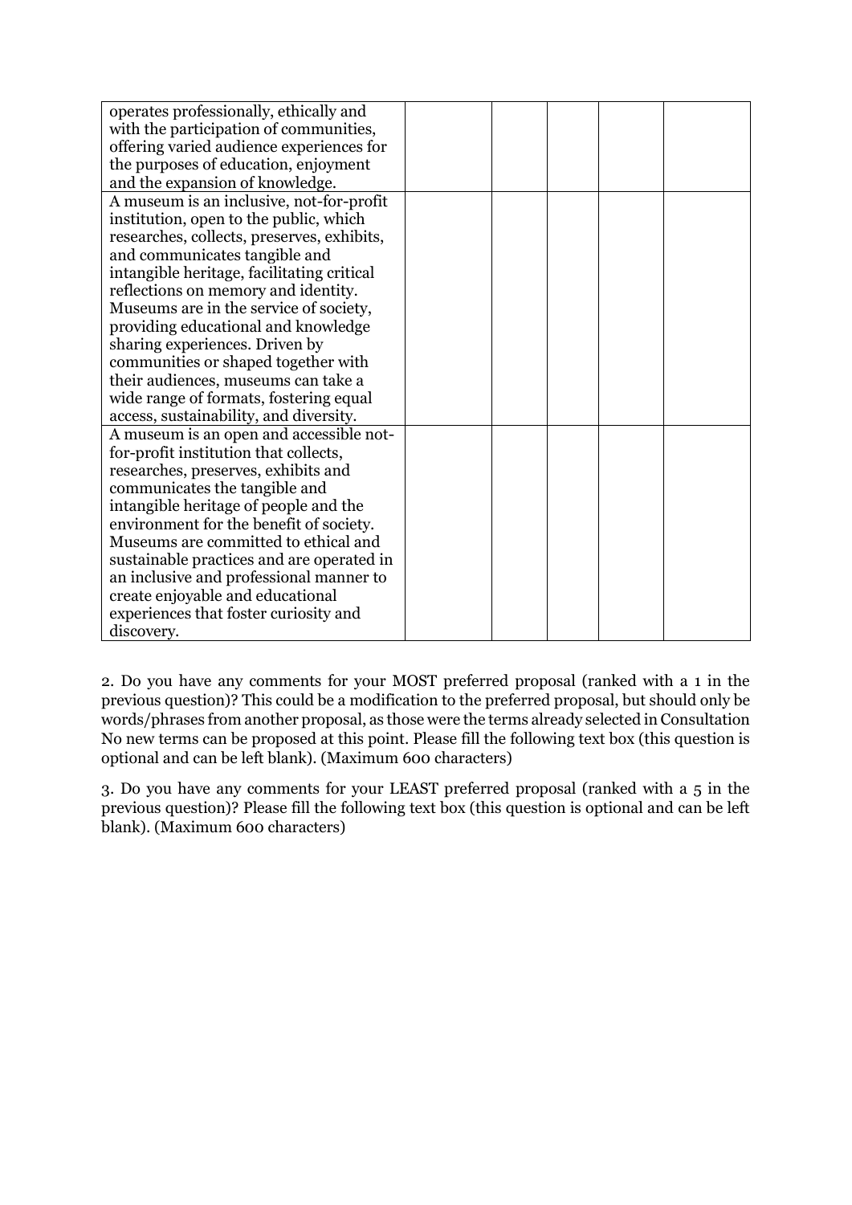| | | | | | |
|---|---|---|---|---|---|
| operates professionally, ethically and with the participation of communities, offering varied audience experiences for the purposes of education, enjoyment and the expansion of knowledge. | | | | | |
| A museum is an inclusive, not-for-profit institution, open to the public, which researches, collects, preserves, exhibits, and communicates tangible and intangible heritage, facilitating critical reflections on memory and identity. Museums are in the service of society, providing educational and knowledge sharing experiences. Driven by communities or shaped together with their audiences, museums can take a wide range of formats, fostering equal access, sustainability, and diversity. | | | | | |
| A museum is an open and accessible not-for-profit institution that collects, researches, preserves, exhibits and communicates the tangible and intangible heritage of people and the environment for the benefit of society. Museums are committed to ethical and sustainable practices and are operated in an inclusive and professional manner to create enjoyable and educational experiences that foster curiosity and discovery. | | | | | |

2. Do you have any comments for your MOST preferred proposal (ranked with a 1 in the previous question)? This could be a modification to the preferred proposal, but should only be words/phrases from another proposal, as those were the terms already selected in Consultation No new terms can be proposed at this point. Please fill the following text box (this question is optional and can be left blank). (Maximum 600 characters)

3. Do you have any comments for your LEAST preferred proposal (ranked with a 5 in the previous question)? Please fill the following text box (this question is optional and can be left blank). (Maximum 600 characters)